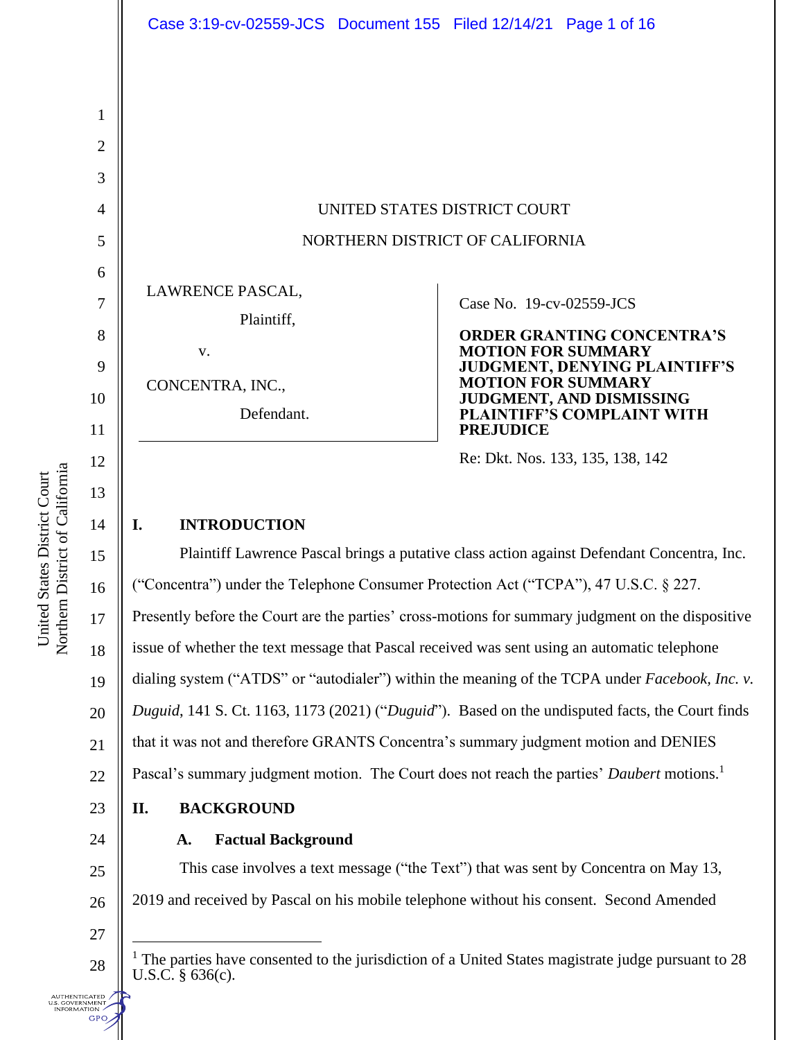UNITED STATES DISTRICT COURT

NORTHERN DISTRICT OF CALIFORNIA

LAWRENCE PASCAL,

Plaintiff,

v.

CONCENTRA, INC.,

Defendant.

Case No. 19-cv-02559-JCS

**ORDER GRANTING CONCENTRA'S MOTION FOR SUMMARY JUDGMENT, DENYING PLAINTIFF'S MOTION FOR SUMMARY JUDGMENT, AND DISMISSING PLAINTIFF'S COMPLAINT WITH PREJUDICE**

Re: Dkt. Nos. 133, 135, 138, 142

## I. INTRODUCTION

Plaintiff Lawrence Pascal brings a putative class action against Defendant Concentra, Inc. ("Concentra") under the Telephone Consumer Protection Act ("TCPA"), 47 U.S.C. § 227. Presently before the Court are the parties' cross-motions for summary judgment on the dispositive issue of whether the text message that Pascal received was sent using an automatic telephone dialing system ("ATDS" or "autodialer") within the meaning of the TCPA under *Facebook, Inc. v. Duguid*, 141 S. Ct. 1163, 1173 (2021) ("*Duguid*"). Based on the undisputed facts, the Court finds that it was not and therefore GRANTS Concentra's summary judgment motion and DENIES Pascal's summary judgment motion. The Court does not reach the parties' *Daubert* motions.[1]

## II. BACKGROUND

### A. Factual Background

This case involves a text message ("the Text") that was sent by Concentra on May 13, 2019 and received by Pascal on his mobile telephone without his consent. Second Amended

[1] The parties have consented to the jurisdiction of a United States magistrate judge pursuant to 28 U.S.C. § 636(c).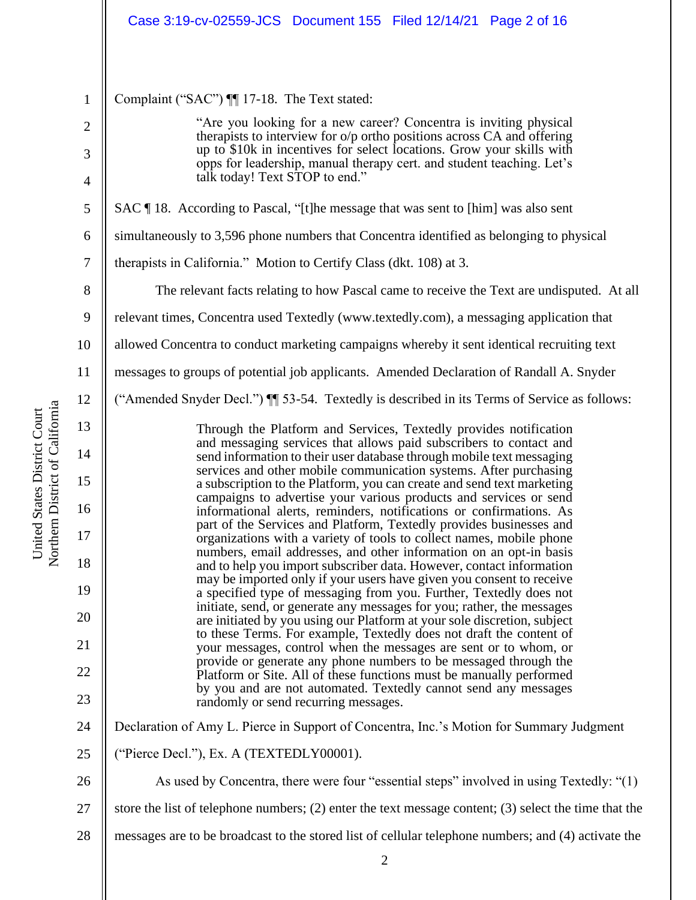Complaint ("SAC") ¶¶ 17-18. The Text stated:

> "Are you looking for a new career? Concentra is inviting physical therapists to interview for o/p ortho positions across CA and offering up to $10k in incentives for select locations. Grow your skills with opps for leadership, manual therapy cert. and student teaching. Let's talk today! Text STOP to end."

SAC ¶ 18. According to Pascal, "[t]he message that was sent to [him] was also sent simultaneously to 3,596 phone numbers that Concentra identified as belonging to physical therapists in California." Motion to Certify Class (dkt. 108) at 3.

The relevant facts relating to how Pascal came to receive the Text are undisputed. At all relevant times, Concentra used Textedly (www.textedly.com), a messaging application that allowed Concentra to conduct marketing campaigns whereby it sent identical recruiting text messages to groups of potential job applicants. Amended Declaration of Randall A. Snyder ("Amended Snyder Decl.") ¶¶ 53-54. Textedly is described in its Terms of Service as follows:

> Through the Platform and Services, Textedly provides notification and messaging services that allows paid subscribers to contact and send information to their user database through mobile text messaging services and other mobile communication systems. After purchasing a subscription to the Platform, you can create and send text marketing campaigns to advertise your various products and services or send informational alerts, reminders, notifications or confirmations. As part of the Services and Platform, Textedly provides businesses and organizations with a variety of tools to collect names, mobile phone numbers, email addresses, and other information on an opt-in basis and to help you import subscriber data. However, contact information may be imported only if your users have given you consent to receive a specified type of messaging from you. Further, Textedly does not initiate, send, or generate any messages for you; rather, the messages are initiated by you using our Platform at your sole discretion, subject to these Terms. For example, Textedly does not draft the content of your messages, control when the messages are sent or to whom, or provide or generate any phone numbers to be messaged through the Platform or Site. All of these functions must be manually performed by you and are not automated. Textedly cannot send any messages randomly or send recurring messages.

Declaration of Amy L. Pierce in Support of Concentra, Inc.'s Motion for Summary Judgment ("Pierce Decl."), Ex. A (TEXTEDLY00001).

As used by Concentra, there were four "essential steps" involved in using Textedly: "(1) store the list of telephone numbers; (2) enter the text message content; (3) select the time that the messages are to be broadcast to the stored list of cellular telephone numbers; and (4) activate the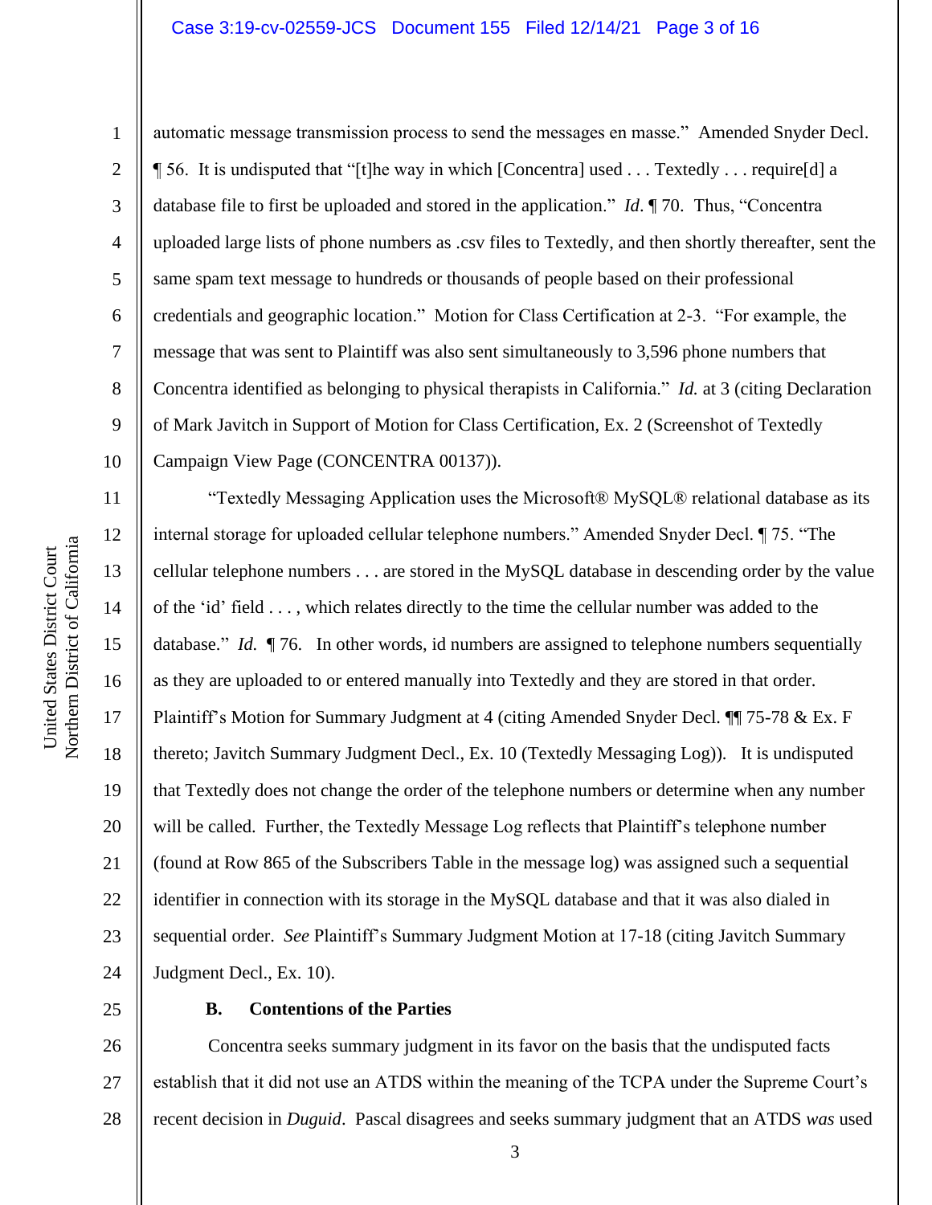automatic message transmission process to send the messages en masse." Amended Snyder Decl. ¶ 56. It is undisputed that "[t]he way in which [Concentra] used . . . Textedly . . . require[d] a database file to first be uploaded and stored in the application." *Id*. ¶ 70. Thus, "Concentra uploaded large lists of phone numbers as .csv files to Textedly, and then shortly thereafter, sent the same spam text message to hundreds or thousands of people based on their professional credentials and geographic location." Motion for Class Certification at 2-3. "For example, the message that was sent to Plaintiff was also sent simultaneously to 3,596 phone numbers that Concentra identified as belonging to physical therapists in California." *Id.* at 3 (citing Declaration of Mark Javitch in Support of Motion for Class Certification, Ex. 2 (Screenshot of Textedly Campaign View Page (CONCENTRA 00137)).

"Textedly Messaging Application uses the Microsoft® MySQL® relational database as its internal storage for uploaded cellular telephone numbers." Amended Snyder Decl. ¶ 75. "The cellular telephone numbers . . . are stored in the MySQL database in descending order by the value of the 'id' field . . . , which relates directly to the time the cellular number was added to the database." *Id.* ¶ 76. In other words, id numbers are assigned to telephone numbers sequentially as they are uploaded to or entered manually into Textedly and they are stored in that order. Plaintiff's Motion for Summary Judgment at 4 (citing Amended Snyder Decl. ¶¶ 75-78 & Ex. F thereto; Javitch Summary Judgment Decl., Ex. 10 (Textedly Messaging Log)). It is undisputed that Textedly does not change the order of the telephone numbers or determine when any number will be called. Further, the Textedly Message Log reflects that Plaintiff's telephone number (found at Row 865 of the Subscribers Table in the message log) was assigned such a sequential identifier in connection with its storage in the MySQL database and that it was also dialed in sequential order. *See* Plaintiff's Summary Judgment Motion at 17-18 (citing Javitch Summary Judgment Decl., Ex. 10).

### B. Contentions of the Parties

Concentra seeks summary judgment in its favor on the basis that the undisputed facts establish that it did not use an ATDS within the meaning of the TCPA under the Supreme Court's recent decision in *Duguid*. Pascal disagrees and seeks summary judgment that an ATDS *was* used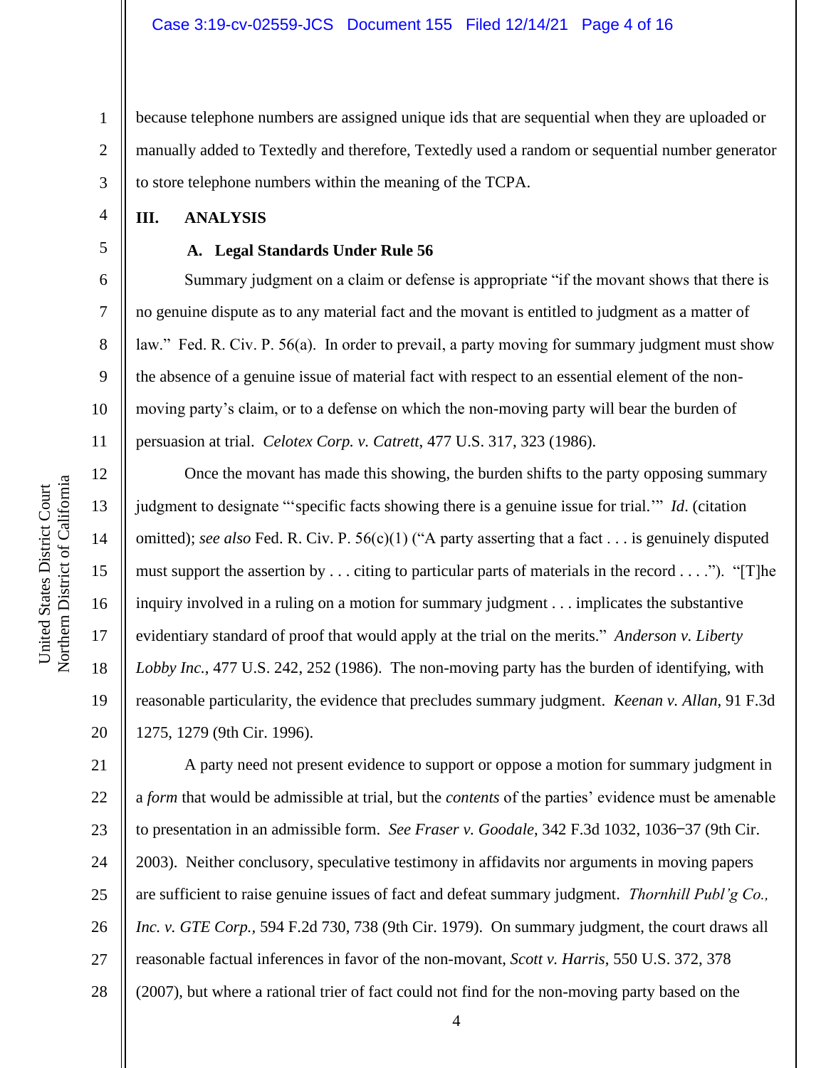because telephone numbers are assigned unique ids that are sequential when they are uploaded or manually added to Textedly and therefore, Textedly used a random or sequential number generator to store telephone numbers within the meaning of the TCPA.

## III. ANALYSIS

### A. Legal Standards Under Rule 56

Summary judgment on a claim or defense is appropriate "if the movant shows that there is no genuine dispute as to any material fact and the movant is entitled to judgment as a matter of law." Fed. R. Civ. P. 56(a). In order to prevail, a party moving for summary judgment must show the absence of a genuine issue of material fact with respect to an essential element of the non-moving party's claim, or to a defense on which the non-moving party will bear the burden of persuasion at trial. *Celotex Corp. v. Catrett*, 477 U.S. 317, 323 (1986).

Once the movant has made this showing, the burden shifts to the party opposing summary judgment to designate "'specific facts showing there is a genuine issue for trial.'" *Id*. (citation omitted); *see also* Fed. R. Civ. P. 56(c)(1) ("A party asserting that a fact . . . is genuinely disputed must support the assertion by . . . citing to particular parts of materials in the record . . . ."). "[T]he inquiry involved in a ruling on a motion for summary judgment . . . implicates the substantive evidentiary standard of proof that would apply at the trial on the merits." *Anderson v. Liberty Lobby Inc.*, 477 U.S. 242, 252 (1986). The non-moving party has the burden of identifying, with reasonable particularity, the evidence that precludes summary judgment. *Keenan v. Allan*, 91 F.3d 1275, 1279 (9th Cir. 1996).

A party need not present evidence to support or oppose a motion for summary judgment in a *form* that would be admissible at trial, but the *contents* of the parties' evidence must be amenable to presentation in an admissible form. *See Fraser v. Goodale*, 342 F.3d 1032, 1036–37 (9th Cir. 2003). Neither conclusory, speculative testimony in affidavits nor arguments in moving papers are sufficient to raise genuine issues of fact and defeat summary judgment. *Thornhill Publ'g Co., Inc. v. GTE Corp.*, 594 F.2d 730, 738 (9th Cir. 1979). On summary judgment, the court draws all reasonable factual inferences in favor of the non-movant, *Scott v. Harris*, 550 U.S. 372, 378 (2007), but where a rational trier of fact could not find for the non-moving party based on the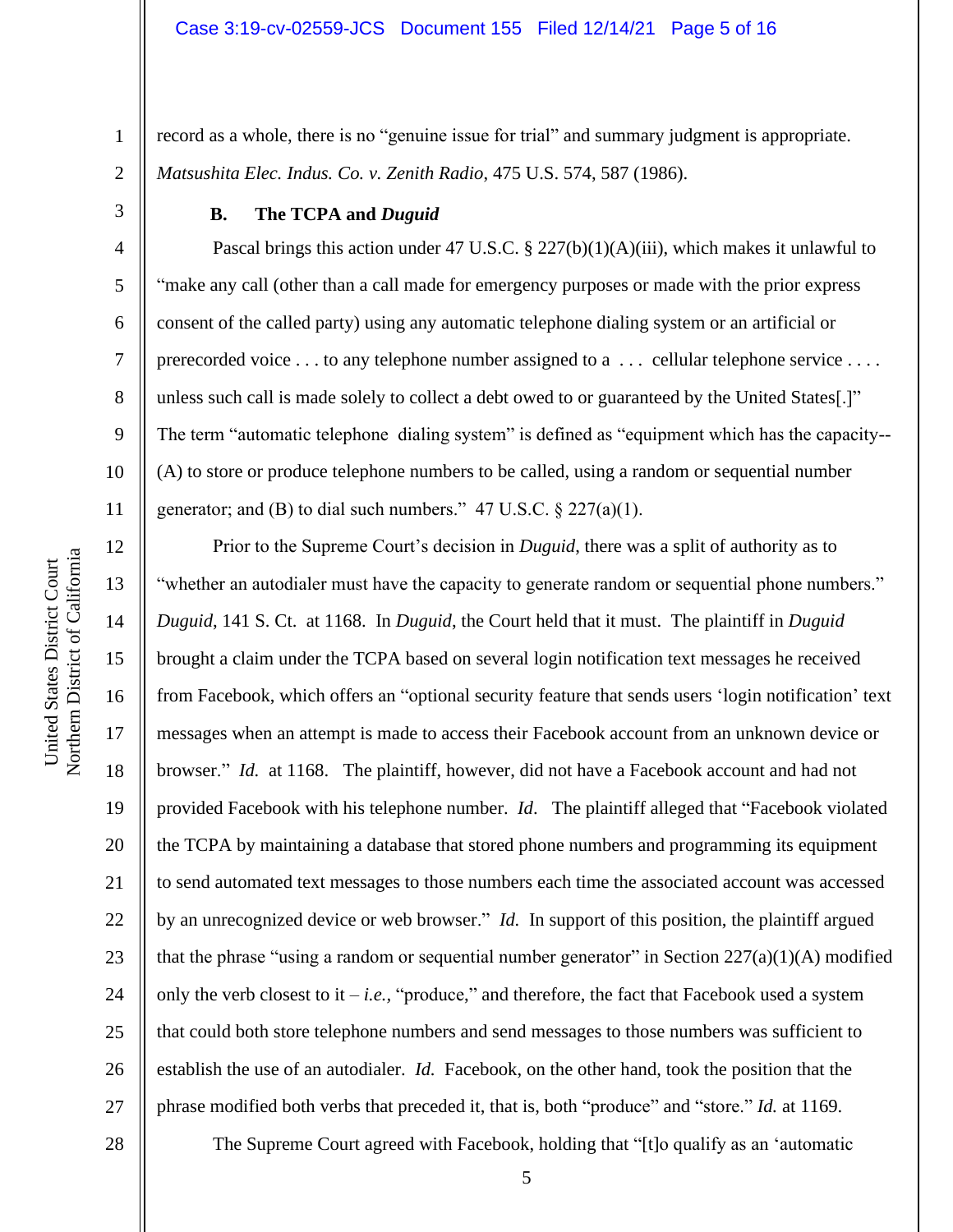record as a whole, there is no "genuine issue for trial" and summary judgment is appropriate. *Matsushita Elec. Indus. Co. v. Zenith Radio*, 475 U.S. 574, 587 (1986).

### B. The TCPA and *Duguid*

Pascal brings this action under 47 U.S.C. § 227(b)(1)(A)(iii), which makes it unlawful to "make any call (other than a call made for emergency purposes or made with the prior express consent of the called party) using any automatic telephone dialing system or an artificial or prerecorded voice . . . to any telephone number assigned to a . . . cellular telephone service . . . . unless such call is made solely to collect a debt owed to or guaranteed by the United States[.]" The term "automatic telephone dialing system" is defined as "equipment which has the capacity-- (A) to store or produce telephone numbers to be called, using a random or sequential number generator; and (B) to dial such numbers." 47 U.S.C. § 227(a)(1).

Prior to the Supreme Court's decision in *Duguid,* there was a split of authority as to "whether an autodialer must have the capacity to generate random or sequential phone numbers." *Duguid*, 141 S. Ct. at 1168. In *Duguid*, the Court held that it must. The plaintiff in *Duguid* brought a claim under the TCPA based on several login notification text messages he received from Facebook, which offers an "optional security feature that sends users 'login notification' text messages when an attempt is made to access their Facebook account from an unknown device or browser." *Id.* at 1168. The plaintiff, however, did not have a Facebook account and had not provided Facebook with his telephone number. *Id*. The plaintiff alleged that "Facebook violated the TCPA by maintaining a database that stored phone numbers and programming its equipment to send automated text messages to those numbers each time the associated account was accessed by an unrecognized device or web browser." *Id.* In support of this position, the plaintiff argued that the phrase "using a random or sequential number generator" in Section 227(a)(1)(A) modified only the verb closest to it – *i.e.*, "produce," and therefore, the fact that Facebook used a system that could both store telephone numbers and send messages to those numbers was sufficient to establish the use of an autodialer. *Id.* Facebook, on the other hand, took the position that the phrase modified both verbs that preceded it, that is, both "produce" and "store." *Id.* at 1169.

The Supreme Court agreed with Facebook, holding that "[t]o qualify as an 'automatic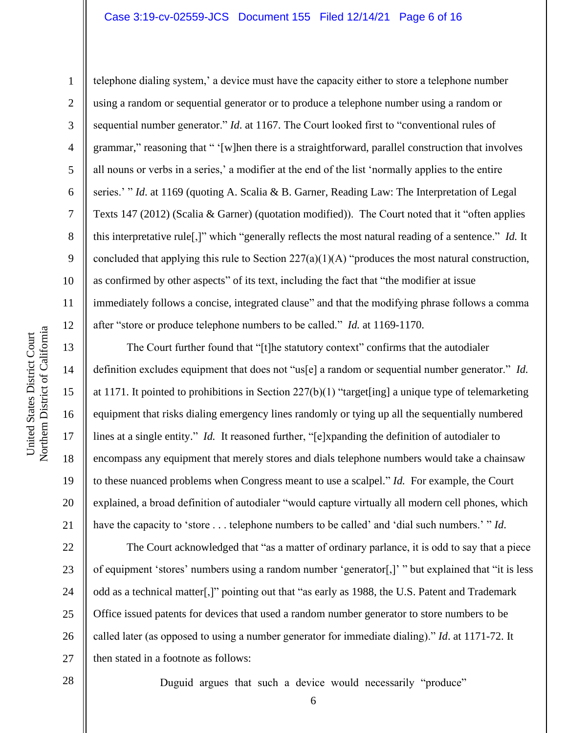telephone dialing system,' a device must have the capacity either to store a telephone number using a random or sequential generator or to produce a telephone number using a random or sequential number generator." *Id.* at 1167. The Court looked first to "conventional rules of grammar," reasoning that " '[w]hen there is a straightforward, parallel construction that involves all nouns or verbs in a series,' a modifier at the end of the list 'normally applies to the entire series.' " *Id.* at 1169 (quoting A. Scalia & B. Garner, Reading Law: The Interpretation of Legal Texts 147 (2012) (Scalia & Garner) (quotation modified)). The Court noted that it "often applies this interpretative rule[,]" which "generally reflects the most natural reading of a sentence." *Id.* It concluded that applying this rule to Section 227(a)(1)(A) "produces the most natural construction, as confirmed by other aspects" of its text, including the fact that "the modifier at issue immediately follows a concise, integrated clause" and that the modifying phrase follows a comma after "store or produce telephone numbers to be called." *Id.* at 1169-1170.

The Court further found that "[t]he statutory context" confirms that the autodialer definition excludes equipment that does not "us[e] a random or sequential number generator." *Id.* at 1171. It pointed to prohibitions in Section 227(b)(1) "target[ing] a unique type of telemarketing equipment that risks dialing emergency lines randomly or tying up all the sequentially numbered lines at a single entity." *Id.* It reasoned further, "[e]xpanding the definition of autodialer to encompass any equipment that merely stores and dials telephone numbers would take a chainsaw to these nuanced problems when Congress meant to use a scalpel." *Id.* For example, the Court explained, a broad definition of autodialer "would capture virtually all modern cell phones, which have the capacity to 'store . . . telephone numbers to be called' and 'dial such numbers.' " *Id.*

The Court acknowledged that "as a matter of ordinary parlance, it is odd to say that a piece of equipment 'stores' numbers using a random number 'generator[,]' " but explained that "it is less odd as a technical matter[,]" pointing out that "as early as 1988, the U.S. Patent and Trademark Office issued patents for devices that used a random number generator to store numbers to be called later (as opposed to using a number generator for immediate dialing)." *Id*. at 1171-72. It then stated in a footnote as follows:

> Duguid argues that such a device would necessarily "produce"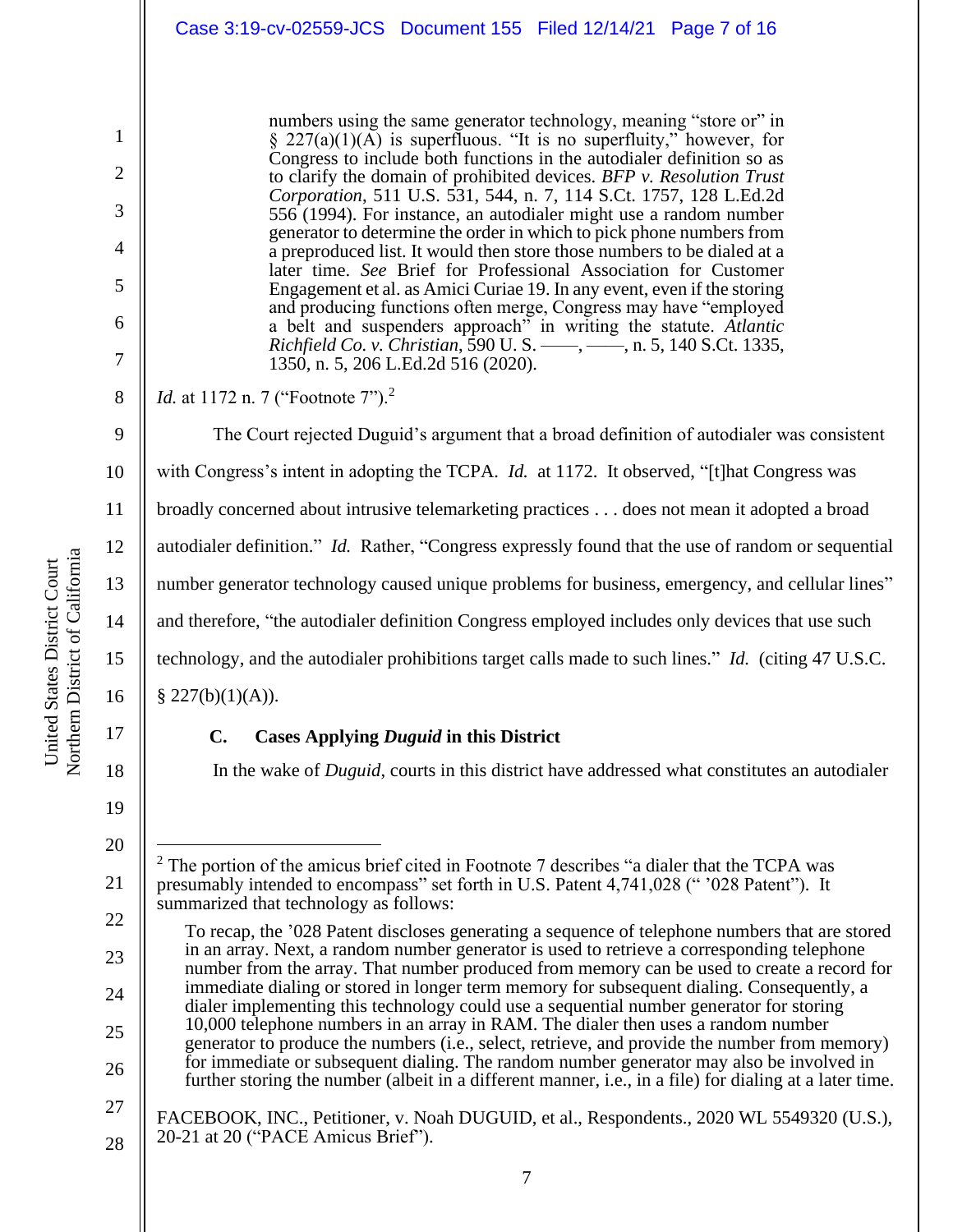> numbers using the same generator technology, meaning "store or" in § 227(a)(1)(A) is superfluous. "It is no superfluity," however, for Congress to include both functions in the autodialer definition so as to clarify the domain of prohibited devices. *BFP v. Resolution Trust Corporation*, 511 U.S. 531, 544, n. 7, 114 S.Ct. 1757, 128 L.Ed.2d 556 (1994). For instance, an autodialer might use a random number generator to determine the order in which to pick phone numbers from a preproduced list. It would then store those numbers to be dialed at a later time. *See* Brief for Professional Association for Customer Engagement et al. as Amici Curiae 19. In any event, even if the storing and producing functions often merge, Congress may have "employed a belt and suspenders approach" in writing the statute. *Atlantic Richfield Co. v. Christian*, 590 U. S. ——, ——, n. 5, 140 S.Ct. 1335, 1350, n. 5, 206 L.Ed.2d 516 (2020).

*Id.* at 1172 n. 7 ("Footnote 7").[2]

The Court rejected Duguid's argument that a broad definition of autodialer was consistent with Congress's intent in adopting the TCPA. *Id.* at 1172. It observed, "[t]hat Congress was broadly concerned about intrusive telemarketing practices . . . does not mean it adopted a broad autodialer definition." *Id.* Rather, "Congress expressly found that the use of random or sequential number generator technology caused unique problems for business, emergency, and cellular lines" and therefore, "the autodialer definition Congress employed includes only devices that use such technology, and the autodialer prohibitions target calls made to such lines." *Id.* (citing 47 U.S.C. § 227(b)(1)(A)).

### C. Cases Applying *Duguid* in this District

In the wake of *Duguid*, courts in this district have addressed what constitutes an autodialer

---

[2] The portion of the amicus brief cited in Footnote 7 describes "a dialer that the TCPA was presumably intended to encompass" set forth in U.S. Patent 4,741,028 (" '028 Patent"). It summarized that technology as follows:

> To recap, the '028 Patent discloses generating a sequence of telephone numbers that are stored in an array. Next, a random number generator is used to retrieve a corresponding telephone number from the array. That number produced from memory can be used to create a record for immediate dialing or stored in longer term memory for subsequent dialing. Consequently, a dialer implementing this technology could use a sequential number generator for storing 10,000 telephone numbers in an array in RAM. The dialer then uses a random number generator to produce the numbers (i.e., select, retrieve, and provide the number from memory) for immediate or subsequent dialing. The random number generator may also be involved in further storing the number (albeit in a different manner, i.e., in a file) for dialing at a later time.

FACEBOOK, INC., Petitioner, v. Noah DUGUID, et al., Respondents., 2020 WL 5549320 (U.S.), 20-21 at 20 ("PACE Amicus Brief").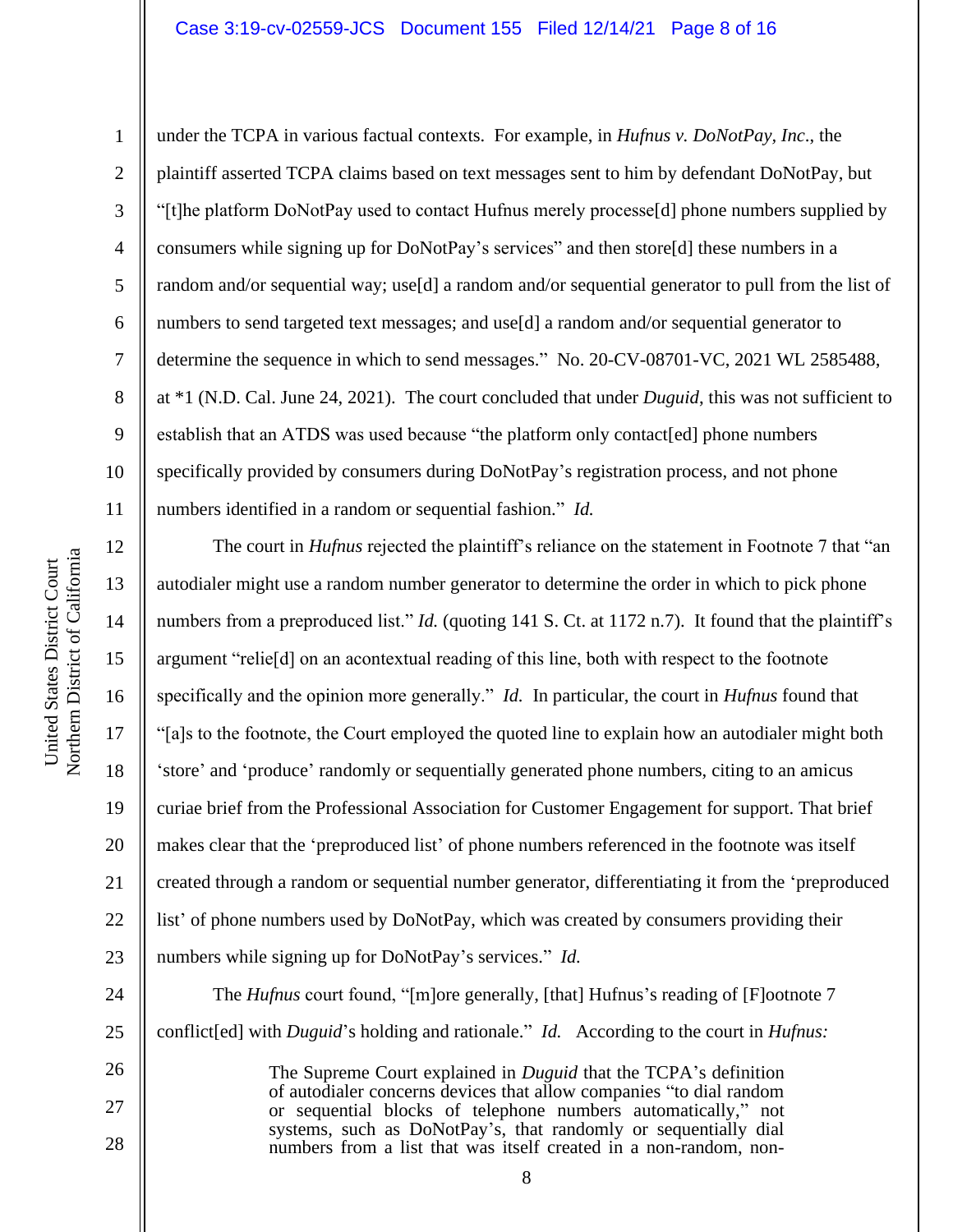under the TCPA in various factual contexts. For example, in *Hufnus v. DoNotPay, Inc*., the plaintiff asserted TCPA claims based on text messages sent to him by defendant DoNotPay, but "[t]he platform DoNotPay used to contact Hufnus merely processe[d] phone numbers supplied by consumers while signing up for DoNotPay's services" and then store[d] these numbers in a random and/or sequential way; use[d] a random and/or sequential generator to pull from the list of numbers to send targeted text messages; and use[d] a random and/or sequential generator to determine the sequence in which to send messages." No. 20-CV-08701-VC, 2021 WL 2585488, at *1 (N.D. Cal. June 24, 2021). The court concluded that under *Duguid*, this was not sufficient to establish that an ATDS was used because "the platform only contact[ed] phone numbers specifically provided by consumers during DoNotPay's registration process, and not phone numbers identified in a random or sequential fashion." *Id.*

The court in *Hufnus* rejected the plaintiff's reliance on the statement in Footnote 7 that "an autodialer might use a random number generator to determine the order in which to pick phone numbers from a preproduced list." *Id.* (quoting 141 S. Ct. at 1172 n.7). It found that the plaintiff's argument "relie[d] on an acontextual reading of this line, both with respect to the footnote specifically and the opinion more generally." *Id.* In particular, the court in *Hufnus* found that "[a]s to the footnote, the Court employed the quoted line to explain how an autodialer might both 'store' and 'produce' randomly or sequentially generated phone numbers, citing to an amicus curiae brief from the Professional Association for Customer Engagement for support. That brief makes clear that the 'preproduced list' of phone numbers referenced in the footnote was itself created through a random or sequential number generator, differentiating it from the 'preproduced list' of phone numbers used by DoNotPay, which was created by consumers providing their numbers while signing up for DoNotPay's services." *Id.*

The *Hufnus* court found, "[m]ore generally, [that] Hufnus's reading of [F]ootnote 7 conflict[ed] with *Duguid*'s holding and rationale." *Id.* According to the court in *Hufnus:*

> The Supreme Court explained in *Duguid* that the TCPA's definition of autodialer concerns devices that allow companies "to dial random or sequential blocks of telephone numbers automatically," not systems, such as DoNotPay's, that randomly or sequentially dial numbers from a list that was itself created in a non-random, non-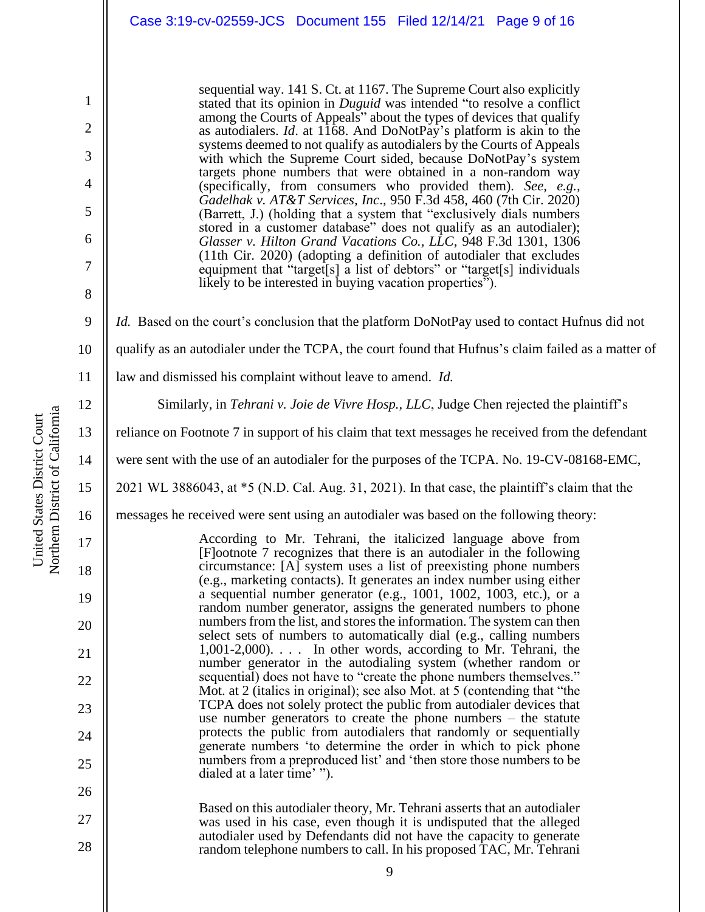> sequential way. 141 S. Ct. at 1167. The Supreme Court also explicitly stated that its opinion in *Duguid* was intended "to resolve a conflict among the Courts of Appeals" about the types of devices that qualify as autodialers. *Id*. at 1168. And DoNotPay's platform is akin to the systems deemed to not qualify as autodialers by the Courts of Appeals with which the Supreme Court sided, because DoNotPay's system targets phone numbers that were obtained in a non-random way (specifically, from consumers who provided them). *See, e.g.*, *Gadelhak v. AT&T Services, Inc*., 950 F.3d 458, 460 (7th Cir. 2020) (Barrett, J.) (holding that a system that "exclusively dials numbers stored in a customer database" does not qualify as an autodialer); *Glasser v. Hilton Grand Vacations Co., LLC*, 948 F.3d 1301, 1306 (11th Cir. 2020) (adopting a definition of autodialer that excludes equipment that "target[s] a list of debtors" or "target[s] individuals likely to be interested in buying vacation properties").

*Id.* Based on the court's conclusion that the platform DoNotPay used to contact Hufnus did not qualify as an autodialer under the TCPA, the court found that Hufnus's claim failed as a matter of law and dismissed his complaint without leave to amend. *Id.*

Similarly, in *Tehrani v. Joie de Vivre Hosp., LLC*, Judge Chen rejected the plaintiff's reliance on Footnote 7 in support of his claim that text messages he received from the defendant were sent with the use of an autodialer for the purposes of the TCPA. No. 19-CV-08168-EMC, 2021 WL 3886043, at *5 (N.D. Cal. Aug. 31, 2021). In that case, the plaintiff's claim that the messages he received were sent using an autodialer was based on the following theory:

> According to Mr. Tehrani, the italicized language above from [F]ootnote 7 recognizes that there is an autodialer in the following circumstance: [A] system uses a list of preexisting phone numbers (e.g., marketing contacts). It generates an index number using either a sequential number generator (e.g., 1001, 1002, 1003, etc.), or a random number generator, assigns the generated numbers to phone numbers from the list, and stores the information. The system can then select sets of numbers to automatically dial (e.g., calling numbers 1,001-2,000). . . . In other words, according to Mr. Tehrani, the number generator in the autodialing system (whether random or sequential) does not have to "create the phone numbers themselves." Mot. at 2 (italics in original); see also Mot. at 5 (contending that "the TCPA does not solely protect the public from autodialer devices that use number generators to create the phone numbers – the statute protects the public from autodialers that randomly or sequentially generate numbers 'to determine the order in which to pick phone numbers from a preproduced list' and 'then store those numbers to be dialed at a later time' ").
>
> Based on this autodialer theory, Mr. Tehrani asserts that an autodialer was used in his case, even though it is undisputed that the alleged autodialer used by Defendants did not have the capacity to generate random telephone numbers to call. In his proposed TAC, Mr. Tehrani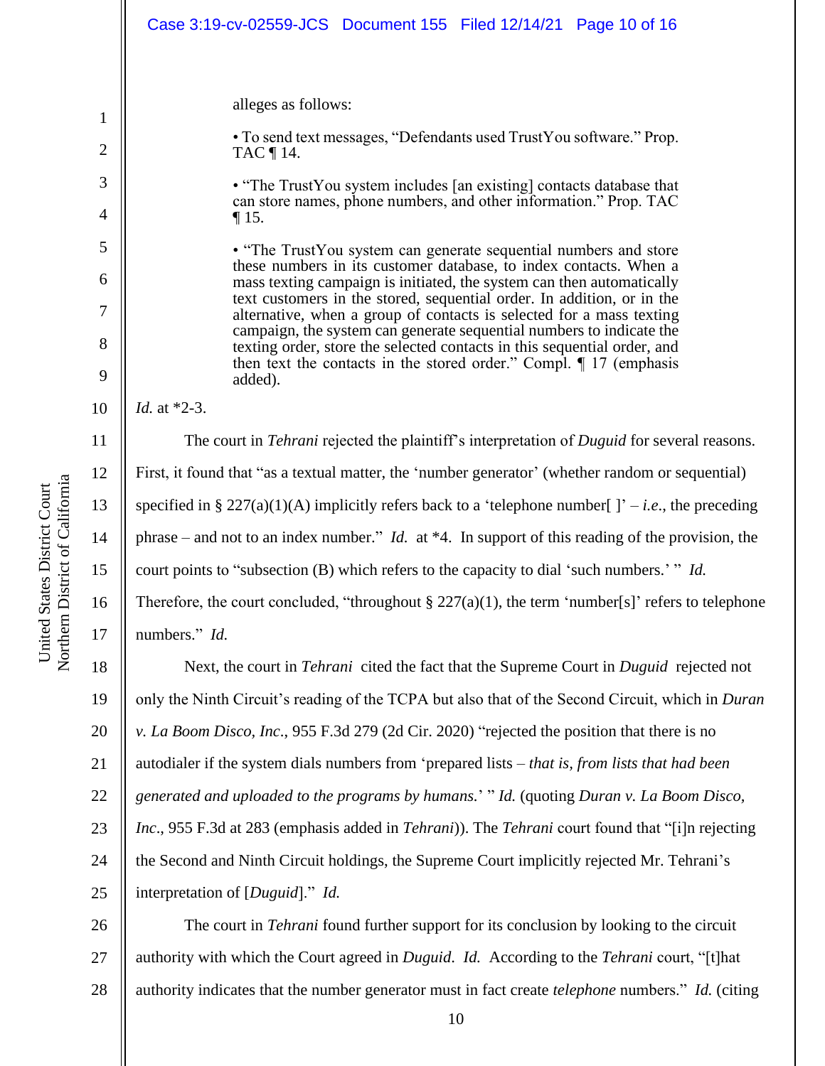alleges as follows:

> • To send text messages, "Defendants used TrustYou software." Prop. TAC ¶ 14.
>
> • "The TrustYou system includes [an existing] contacts database that can store names, phone numbers, and other information." Prop. TAC ¶ 15.
>
> • "The TrustYou system can generate sequential numbers and store these numbers in its customer database, to index contacts. When a mass texting campaign is initiated, the system can then automatically text customers in the stored, sequential order. In addition, or in the alternative, when a group of contacts is selected for a mass texting campaign, the system can generate sequential numbers to indicate the texting order, store the selected contacts in this sequential order, and then text the contacts in the stored order." Compl. ¶ 17 (emphasis added).

*Id.* at *2-3.

The court in *Tehrani* rejected the plaintiff's interpretation of *Duguid* for several reasons. First, it found that "as a textual matter, the 'number generator' (whether random or sequential) specified in § 227(a)(1)(A) implicitly refers back to a 'telephone number[ ]' – *i.e*., the preceding phrase – and not to an index number." *Id.* at *4. In support of this reading of the provision, the court points to "subsection (B) which refers to the capacity to dial 'such numbers.' " *Id.* Therefore, the court concluded, "throughout § 227(a)(1), the term 'number[s]' refers to telephone numbers." *Id.*

Next, the court in *Tehrani* cited the fact that the Supreme Court in *Duguid* rejected not only the Ninth Circuit's reading of the TCPA but also that of the Second Circuit, which in *Duran v. La Boom Disco, Inc.*, 955 F.3d 279 (2d Cir. 2020) "rejected the position that there is no autodialer if the system dials numbers from 'prepared lists – *that is, from lists that had been generated and uploaded to the programs by humans.*' " *Id.* (quoting *Duran v. La Boom Disco, Inc*., 955 F.3d at 283 (emphasis added in *Tehrani*)). The *Tehrani* court found that "[i]n rejecting the Second and Ninth Circuit holdings, the Supreme Court implicitly rejected Mr. Tehrani's interpretation of [*Duguid*]." *Id.*

The court in *Tehrani* found further support for its conclusion by looking to the circuit authority with which the Court agreed in *Duguid*. *Id.* According to the *Tehrani* court, "[t]hat authority indicates that the number generator must in fact create *telephone* numbers." *Id.* (citing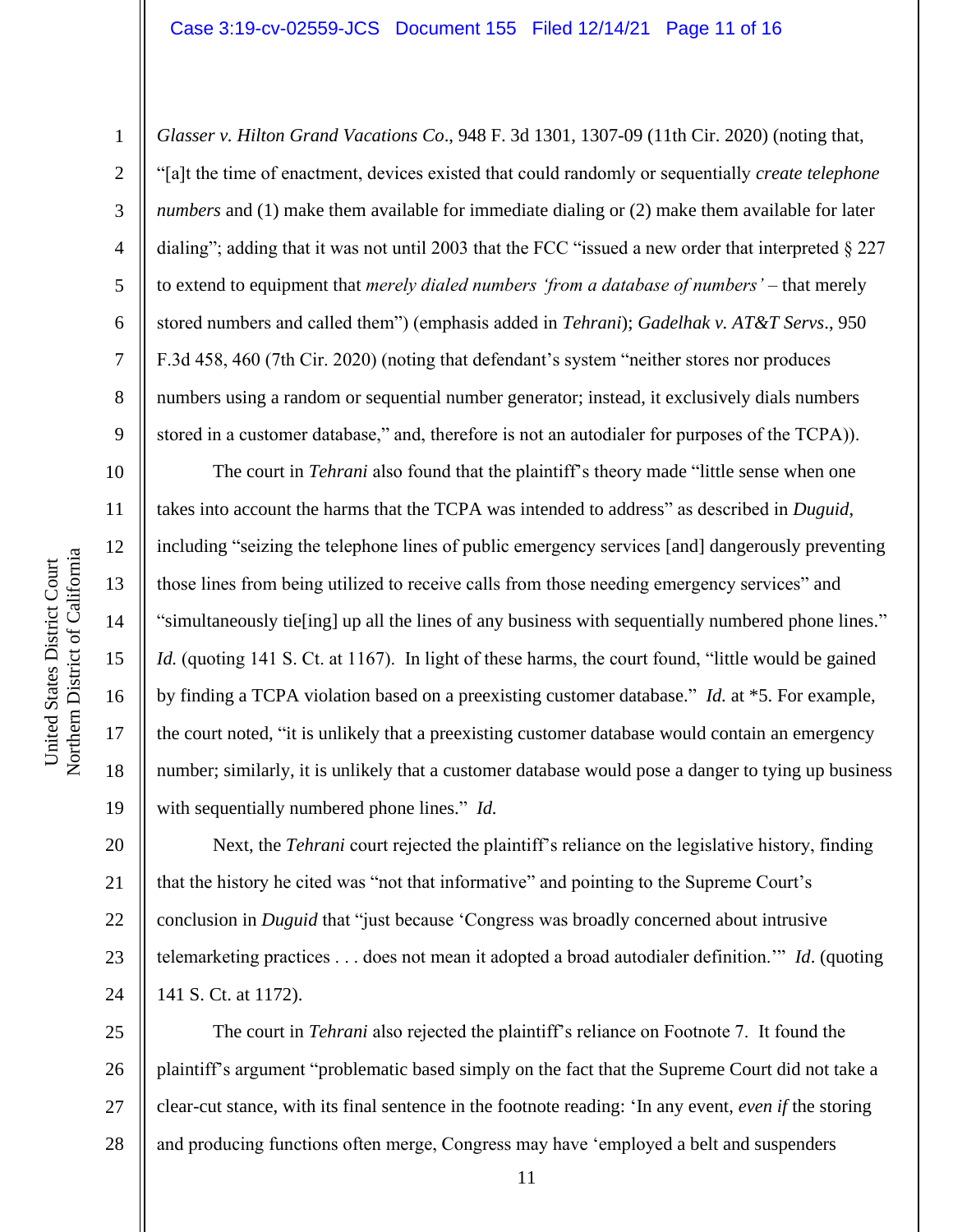*Glasser v. Hilton Grand Vacations Co*., 948 F. 3d 1301, 1307-09 (11th Cir. 2020) (noting that, "[a]t the time of enactment, devices existed that could randomly or sequentially *create telephone numbers* and (1) make them available for immediate dialing or (2) make them available for later dialing"; adding that it was not until 2003 that the FCC "issued a new order that interpreted § 227 to extend to equipment that *merely dialed numbers 'from a database of numbers'* – that merely stored numbers and called them") (emphasis added in *Tehrani*); *Gadelhak v. AT&T Servs*., 950 F.3d 458, 460 (7th Cir. 2020) (noting that defendant's system "neither stores nor produces numbers using a random or sequential number generator; instead, it exclusively dials numbers stored in a customer database," and, therefore is not an autodialer for purposes of the TCPA)).

The court in *Tehrani* also found that the plaintiff's theory made "little sense when one takes into account the harms that the TCPA was intended to address" as described in *Duguid,* including "seizing the telephone lines of public emergency services [and] dangerously preventing those lines from being utilized to receive calls from those needing emergency services" and "simultaneously tie[ing] up all the lines of any business with sequentially numbered phone lines." *Id.* (quoting 141 S. Ct. at 1167). In light of these harms, the court found, "little would be gained by finding a TCPA violation based on a preexisting customer database." *Id.* at *5. For example, the court noted, "it is unlikely that a preexisting customer database would contain an emergency number; similarly, it is unlikely that a customer database would pose a danger to tying up business with sequentially numbered phone lines." *Id.*

Next, the *Tehrani* court rejected the plaintiff's reliance on the legislative history, finding that the history he cited was "not that informative" and pointing to the Supreme Court's conclusion in *Duguid* that "just because 'Congress was broadly concerned about intrusive telemarketing practices . . . does not mean it adopted a broad autodialer definition.'" *Id*. (quoting 141 S. Ct. at 1172).

The court in *Tehrani* also rejected the plaintiff's reliance on Footnote 7. It found the plaintiff's argument "problematic based simply on the fact that the Supreme Court did not take a clear-cut stance, with its final sentence in the footnote reading: 'In any event, *even if* the storing and producing functions often merge, Congress may have 'employed a belt and suspenders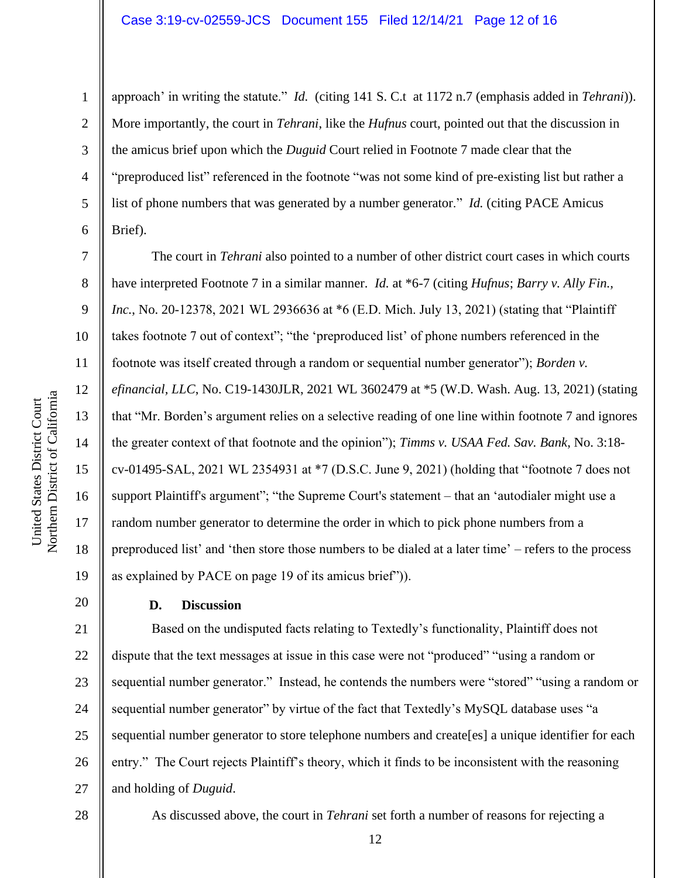approach' in writing the statute." *Id.* (citing 141 S. C.t at 1172 n.7 (emphasis added in *Tehrani*)). More importantly, the court in *Tehrani*, like the *Hufnus* court, pointed out that the discussion in the amicus brief upon which the *Duguid* Court relied in Footnote 7 made clear that the "preproduced list" referenced in the footnote "was not some kind of pre-existing list but rather a list of phone numbers that was generated by a number generator." *Id.* (citing PACE Amicus Brief).

The court in *Tehrani* also pointed to a number of other district court cases in which courts have interpreted Footnote 7 in a similar manner. *Id.* at *6-7 (citing *Hufnus*; *Barry v. Ally Fin., Inc.*, No. 20-12378, 2021 WL 2936636 at *6 (E.D. Mich. July 13, 2021) (stating that "Plaintiff takes footnote 7 out of context"; "the 'preproduced list' of phone numbers referenced in the footnote was itself created through a random or sequential number generator"); *Borden v. efinancial, LLC*, No. C19-1430JLR, 2021 WL 3602479 at *5 (W.D. Wash. Aug. 13, 2021) (stating that "Mr. Borden's argument relies on a selective reading of one line within footnote 7 and ignores the greater context of that footnote and the opinion"); *Timms v. USAA Fed. Sav. Bank*, No. 3:18-cv-01495-SAL, 2021 WL 2354931 at *7 (D.S.C. June 9, 2021) (holding that "footnote 7 does not support Plaintiff's argument"; "the Supreme Court's statement – that an 'autodialer might use a random number generator to determine the order in which to pick phone numbers from a preproduced list' and 'then store those numbers to be dialed at a later time' – refers to the process as explained by PACE on page 19 of its amicus brief")).

### D. Discussion

Based on the undisputed facts relating to Textedly's functionality, Plaintiff does not dispute that the text messages at issue in this case were not "produced" "using a random or sequential number generator." Instead, he contends the numbers were "stored" "using a random or sequential number generator" by virtue of the fact that Textedly's MySQL database uses "a sequential number generator to store telephone numbers and create[es] a unique identifier for each entry." The Court rejects Plaintiff's theory, which it finds to be inconsistent with the reasoning and holding of *Duguid*.

As discussed above, the court in *Tehrani* set forth a number of reasons for rejecting a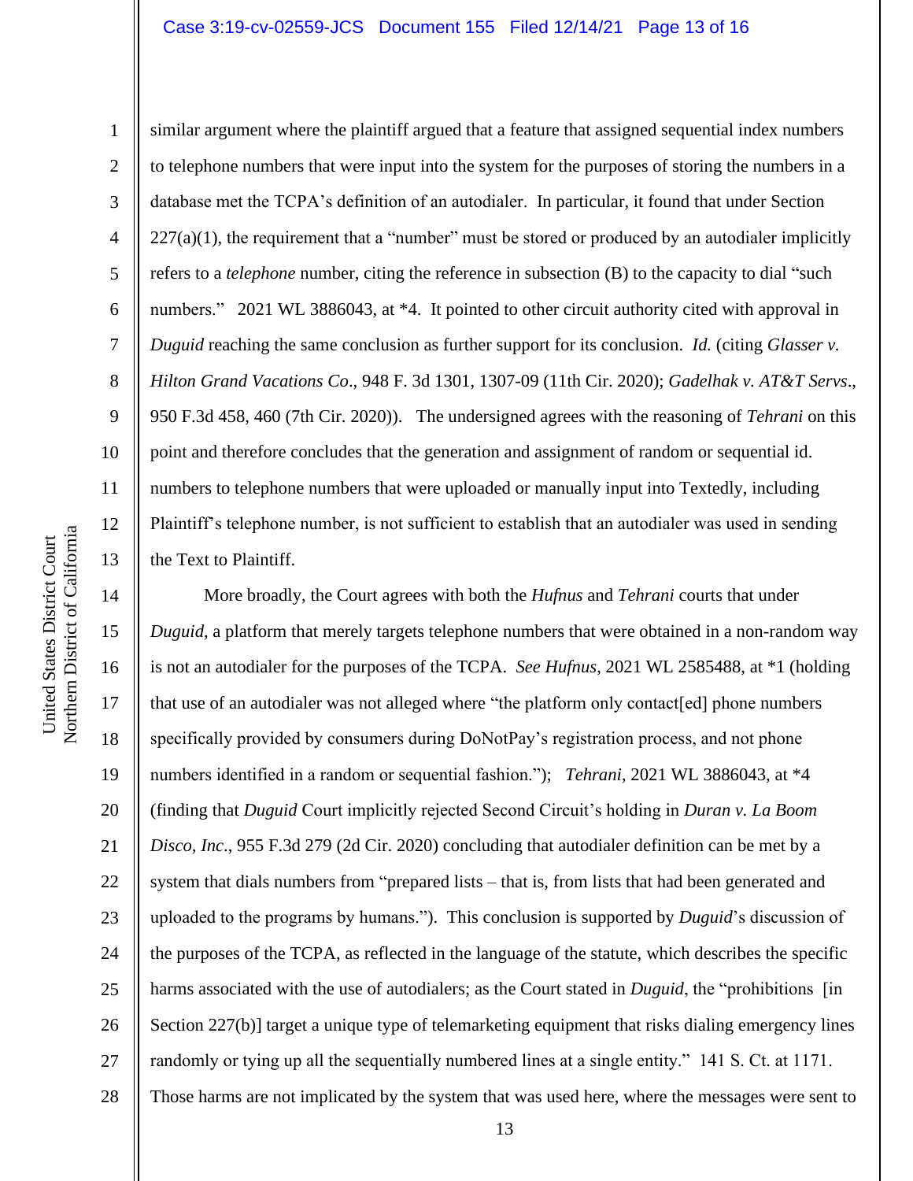similar argument where the plaintiff argued that a feature that assigned sequential index numbers to telephone numbers that were input into the system for the purposes of storing the numbers in a database met the TCPA's definition of an autodialer. In particular, it found that under Section 227(a)(1), the requirement that a "number" must be stored or produced by an autodialer implicitly refers to a *telephone* number, citing the reference in subsection (B) to the capacity to dial "such numbers." 2021 WL 3886043, at *4. It pointed to other circuit authority cited with approval in *Duguid* reaching the same conclusion as further support for its conclusion. *Id.* (citing *Glasser v. Hilton Grand Vacations Co*., 948 F. 3d 1301, 1307-09 (11th Cir. 2020); *Gadelhak v. AT&T Servs*., 950 F.3d 458, 460 (7th Cir. 2020)). The undersigned agrees with the reasoning of *Tehrani* on this point and therefore concludes that the generation and assignment of random or sequential id. numbers to telephone numbers that were uploaded or manually input into Textedly, including Plaintiff's telephone number, is not sufficient to establish that an autodialer was used in sending the Text to Plaintiff.

More broadly, the Court agrees with both the *Hufnus* and *Tehrani* courts that under *Duguid*, a platform that merely targets telephone numbers that were obtained in a non-random way is not an autodialer for the purposes of the TCPA. *See Hufnus*, 2021 WL 2585488, at *1 (holding that use of an autodialer was not alleged where "the platform only contact[ed] phone numbers specifically provided by consumers during DoNotPay's registration process, and not phone numbers identified in a random or sequential fashion."); *Tehrani*, 2021 WL 3886043, at *4 (finding that *Duguid* Court implicitly rejected Second Circuit's holding in *Duran v. La Boom Disco, Inc*., 955 F.3d 279 (2d Cir. 2020) concluding that autodialer definition can be met by a system that dials numbers from "prepared lists – that is, from lists that had been generated and uploaded to the programs by humans."). This conclusion is supported by *Duguid*'s discussion of the purposes of the TCPA, as reflected in the language of the statute, which describes the specific harms associated with the use of autodialers; as the Court stated in *Duguid*, the "prohibitions [in Section 227(b)] target a unique type of telemarketing equipment that risks dialing emergency lines randomly or tying up all the sequentially numbered lines at a single entity." 141 S. Ct. at 1171. Those harms are not implicated by the system that was used here, where the messages were sent to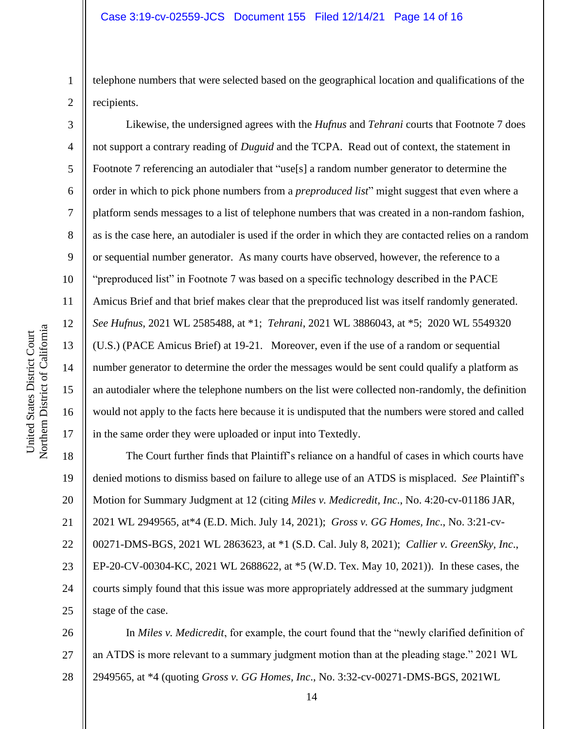telephone numbers that were selected based on the geographical location and qualifications of the recipients.

Likewise, the undersigned agrees with the *Hufnus* and *Tehrani* courts that Footnote 7 does not support a contrary reading of *Duguid* and the TCPA. Read out of context, the statement in Footnote 7 referencing an autodialer that "use[s] a random number generator to determine the order in which to pick phone numbers from a *preproduced list*" might suggest that even where a platform sends messages to a list of telephone numbers that was created in a non-random fashion, as is the case here, an autodialer is used if the order in which they are contacted relies on a random or sequential number generator. As many courts have observed, however, the reference to a "preproduced list" in Footnote 7 was based on a specific technology described in the PACE Amicus Brief and that brief makes clear that the preproduced list was itself randomly generated. *See Hufnus*, 2021 WL 2585488, at *1; *Tehrani*, 2021 WL 3886043, at *5; 2020 WL 5549320 (U.S.) (PACE Amicus Brief) at 19-21. Moreover, even if the use of a random or sequential number generator to determine the order the messages would be sent could qualify a platform as an autodialer where the telephone numbers on the list were collected non-randomly, the definition would not apply to the facts here because it is undisputed that the numbers were stored and called in the same order they were uploaded or input into Textedly.

The Court further finds that Plaintiff's reliance on a handful of cases in which courts have denied motions to dismiss based on failure to allege use of an ATDS is misplaced. *See* Plaintiff's Motion for Summary Judgment at 12 (citing *Miles v. Medicredit, Inc.*, No. 4:20-cv-01186 JAR, 2021 WL 2949565, at*4 (E.D. Mich. July 14, 2021); *Gross v. GG Homes, Inc.*, No. 3:21-cv-00271-DMS-BGS, 2021 WL 2863623, at *1 (S.D. Cal. July 8, 2021); *Callier v. GreenSky, Inc.*, EP-20-CV-00304-KC, 2021 WL 2688622, at *5 (W.D. Tex. May 10, 2021)). In these cases, the courts simply found that this issue was more appropriately addressed at the summary judgment stage of the case.

In *Miles v. Medicredit*, for example, the court found that the "newly clarified definition of an ATDS is more relevant to a summary judgment motion than at the pleading stage." 2021 WL 2949565, at *4 (quoting *Gross v. GG Homes, Inc.*, No. 3:32-cv-00271-DMS-BGS, 2021WL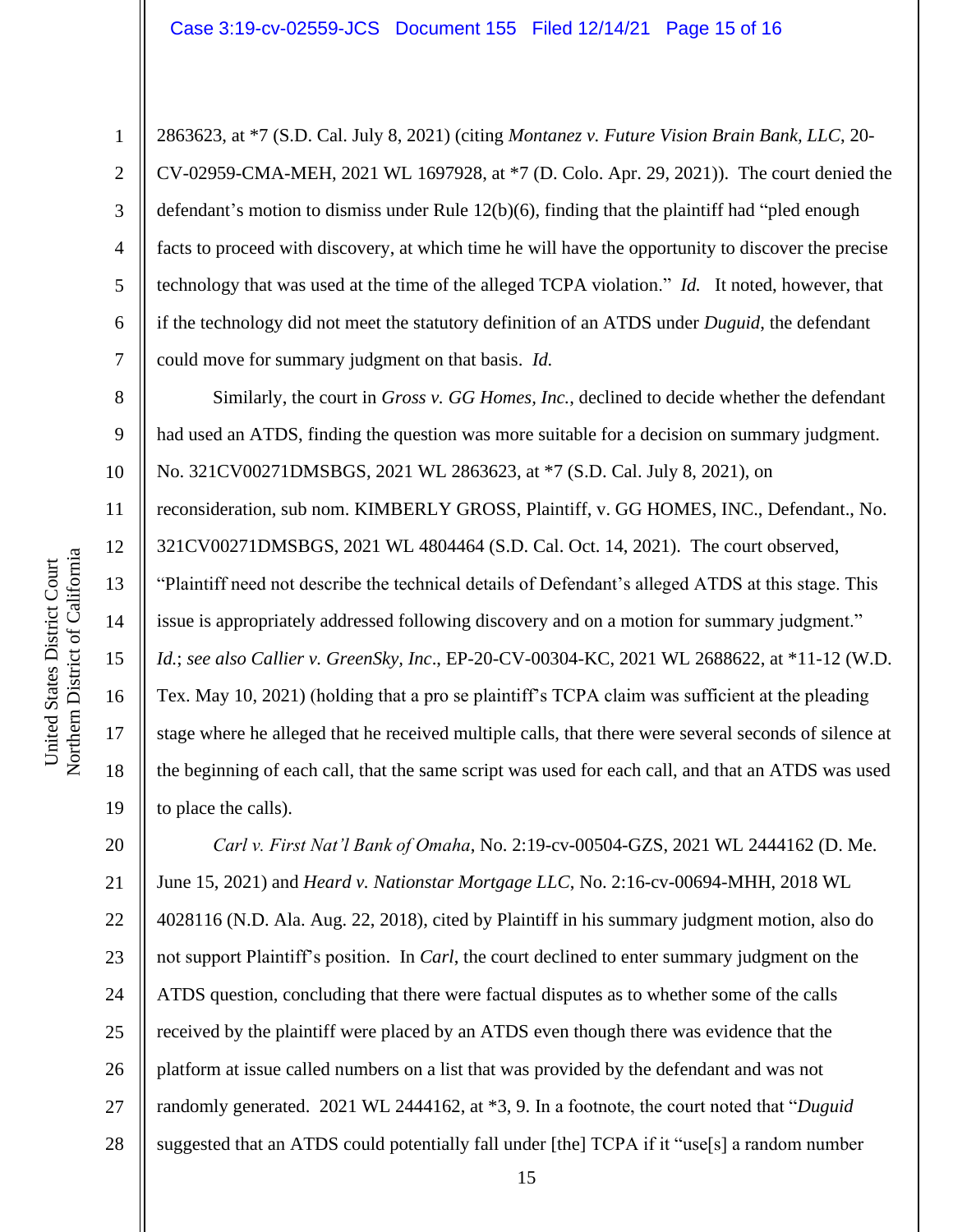2863623, at *7 (S.D. Cal. July 8, 2021) (citing *Montanez v. Future Vision Brain Bank, LLC*, 20-CV-02959-CMA-MEH, 2021 WL 1697928, at *7 (D. Colo. Apr. 29, 2021)). The court denied the defendant's motion to dismiss under Rule 12(b)(6), finding that the plaintiff had "pled enough facts to proceed with discovery, at which time he will have the opportunity to discover the precise technology that was used at the time of the alleged TCPA violation." *Id.* It noted, however, that if the technology did not meet the statutory definition of an ATDS under *Duguid*, the defendant could move for summary judgment on that basis. *Id.*

Similarly, the court in *Gross v. GG Homes, Inc.*, declined to decide whether the defendant had used an ATDS, finding the question was more suitable for a decision on summary judgment. No. 321CV00271DMSBGS, 2021 WL 2863623, at *7 (S.D. Cal. July 8, 2021), on reconsideration, sub nom. KIMBERLY GROSS, Plaintiff, v. GG HOMES, INC., Defendant., No. 321CV00271DMSBGS, 2021 WL 4804464 (S.D. Cal. Oct. 14, 2021). The court observed, "Plaintiff need not describe the technical details of Defendant's alleged ATDS at this stage. This issue is appropriately addressed following discovery and on a motion for summary judgment." *Id.*; *see also Callier v. GreenSky, Inc*., EP-20-CV-00304-KC, 2021 WL 2688622, at *11-12 (W.D. Tex. May 10, 2021) (holding that a pro se plaintiff's TCPA claim was sufficient at the pleading stage where he alleged that he received multiple calls, that there were several seconds of silence at the beginning of each call, that the same script was used for each call, and that an ATDS was used to place the calls).

*Carl v. First Nat'l Bank of Omaha*, No. 2:19-cv-00504-GZS, 2021 WL 2444162 (D. Me. June 15, 2021) and *Heard v. Nationstar Mortgage LLC*, No. 2:16-cv-00694-MHH, 2018 WL 4028116 (N.D. Ala. Aug. 22, 2018), cited by Plaintiff in his summary judgment motion, also do not support Plaintiff's position. In *Carl*, the court declined to enter summary judgment on the ATDS question, concluding that there were factual disputes as to whether some of the calls received by the plaintiff were placed by an ATDS even though there was evidence that the platform at issue called numbers on a list that was provided by the defendant and was not randomly generated. 2021 WL 2444162, at *3, 9. In a footnote, the court noted that "*Duguid* suggested that an ATDS could potentially fall under [the] TCPA if it "use[s] a random number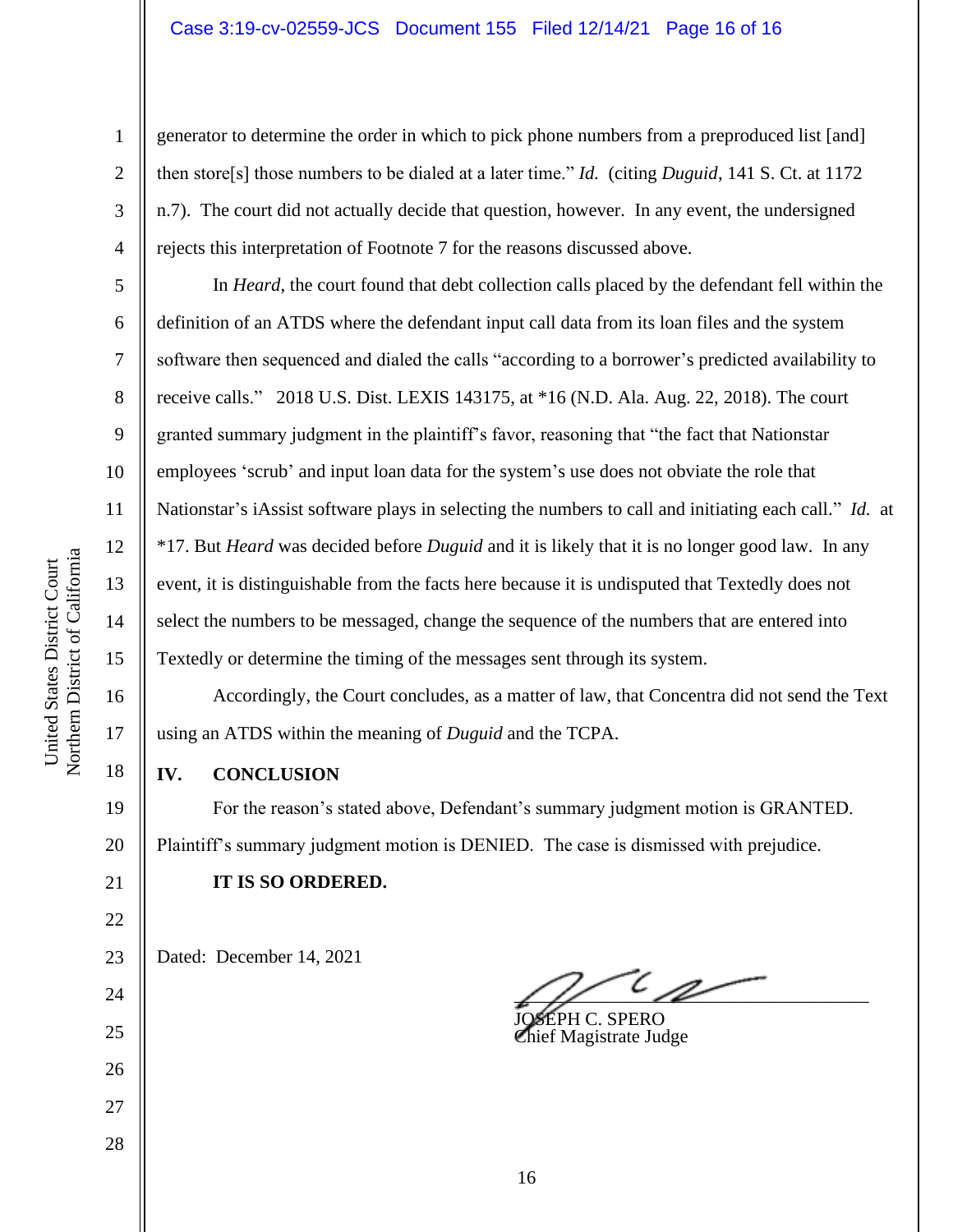generator to determine the order in which to pick phone numbers from a preproduced list [and] then store[s] those numbers to be dialed at a later time." *Id.* (citing *Duguid*, 141 S. Ct. at 1172 n.7). The court did not actually decide that question, however. In any event, the undersigned rejects this interpretation of Footnote 7 for the reasons discussed above.

In *Heard*, the court found that debt collection calls placed by the defendant fell within the definition of an ATDS where the defendant input call data from its loan files and the system software then sequenced and dialed the calls "according to a borrower's predicted availability to receive calls." 2018 U.S. Dist. LEXIS 143175, at *16 (N.D. Ala. Aug. 22, 2018). The court granted summary judgment in the plaintiff's favor, reasoning that "the fact that Nationstar employees 'scrub' and input loan data for the system's use does not obviate the role that Nationstar's iAssist software plays in selecting the numbers to call and initiating each call." *Id.* at *17. But *Heard* was decided before *Duguid* and it is likely that it is no longer good law. In any event, it is distinguishable from the facts here because it is undisputed that Textedly does not select the numbers to be messaged, change the sequence of the numbers that are entered into Textedly or determine the timing of the messages sent through its system.

Accordingly, the Court concludes, as a matter of law, that Concentra did not send the Text using an ATDS within the meaning of *Duguid* and the TCPA.

## IV. CONCLUSION

For the reason's stated above, Defendant's summary judgment motion is GRANTED. Plaintiff's summary judgment motion is DENIED. The case is dismissed with prejudice.

**IT IS SO ORDERED.**

Dated: December 14, 2021

JOSEPH C. SPERO
Chief Magistrate Judge